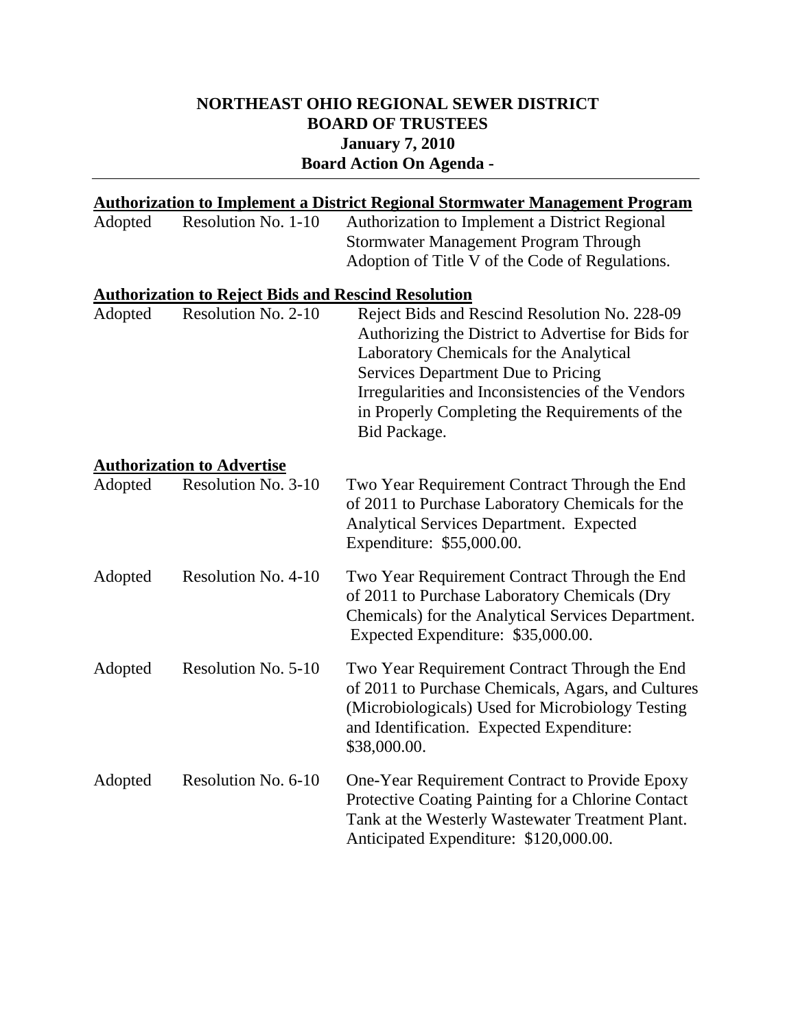# NORTHEAST OHIO REGIONAL SEWER DISTRICT
# BOARD OF TRUSTEES
## January 7, 2010
## Board Action On Agenda -

---

**Authorization to Implement a District Regional Stormwater Management Program**

| | | |
|---|---|---|
| Adopted | Resolution No. 1-10 | Authorization to Implement a District Regional Stormwater Management Program Through Adoption of Title V of the Code of Regulations. |

**Authorization to Reject Bids and Rescind Resolution**

| | | |
|---|---|---|
| Adopted | Resolution No. 2-10 | Reject Bids and Rescind Resolution No. 228-09 Authorizing the District to Advertise for Bids for Laboratory Chemicals for the Analytical Services Department Due to Pricing Irregularities and Inconsistencies of the Vendors in Properly Completing the Requirements of the Bid Package. |

**Authorization to Advertise**

| | | |
|---|---|---|
| Adopted | Resolution No. 3-10 | Two Year Requirement Contract Through the End of 2011 to Purchase Laboratory Chemicals for the Analytical Services Department. Expected Expenditure: $55,000.00. |
| Adopted | Resolution No. 4-10 | Two Year Requirement Contract Through the End of 2011 to Purchase Laboratory Chemicals (Dry Chemicals) for the Analytical Services Department. Expected Expenditure: $35,000.00. |
| Adopted | Resolution No. 5-10 | Two Year Requirement Contract Through the End of 2011 to Purchase Chemicals, Agars, and Cultures (Microbiologicals) Used for Microbiology Testing and Identification. Expected Expenditure: $38,000.00. |
| Adopted | Resolution No. 6-10 | One-Year Requirement Contract to Provide Epoxy Protective Coating Painting for a Chlorine Contact Tank at the Westerly Wastewater Treatment Plant. Anticipated Expenditure: $120,000.00. |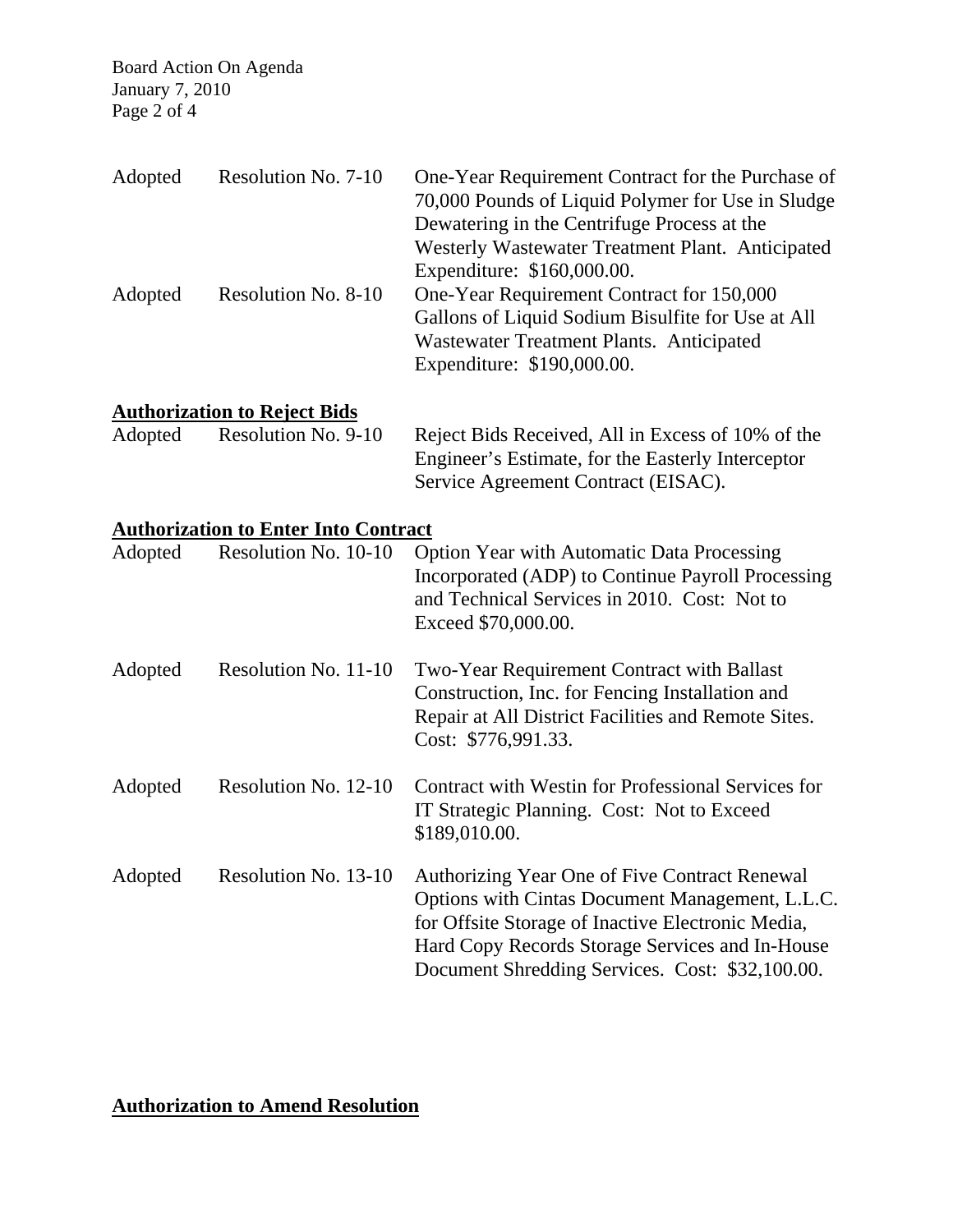| | | |
|---|---|---|
| Adopted | Resolution No. 7-10 | One-Year Requirement Contract for the Purchase of 70,000 Pounds of Liquid Polymer for Use in Sludge Dewatering in the Centrifuge Process at the Westerly Wastewater Treatment Plant. Anticipated Expenditure: $160,000.00. |
| Adopted | Resolution No. 8-10 | One-Year Requirement Contract for 150,000 Gallons of Liquid Sodium Bisulfite for Use at All Wastewater Treatment Plants. Anticipated Expenditure: $190,000.00. |

**Authorization to Reject Bids**

| | | |
|---|---|---|
| Adopted | Resolution No. 9-10 | Reject Bids Received, All in Excess of 10% of the Engineer's Estimate, for the Easterly Interceptor Service Agreement Contract (EISAC). |

**Authorization to Enter Into Contract**

| | | |
|---|---|---|
| Adopted | Resolution No. 10-10 | Option Year with Automatic Data Processing Incorporated (ADP) to Continue Payroll Processing and Technical Services in 2010. Cost: Not to Exceed $70,000.00. |
| Adopted | Resolution No. 11-10 | Two-Year Requirement Contract with Ballast Construction, Inc. for Fencing Installation and Repair at All District Facilities and Remote Sites. Cost: $776,991.33. |
| Adopted | Resolution No. 12-10 | Contract with Westin for Professional Services for IT Strategic Planning. Cost: Not to Exceed $189,010.00. |
| Adopted | Resolution No. 13-10 | Authorizing Year One of Five Contract Renewal Options with Cintas Document Management, L.L.C. for Offsite Storage of Inactive Electronic Media, Hard Copy Records Storage Services and In-House Document Shredding Services. Cost: $32,100.00. |

**Authorization to Amend Resolution**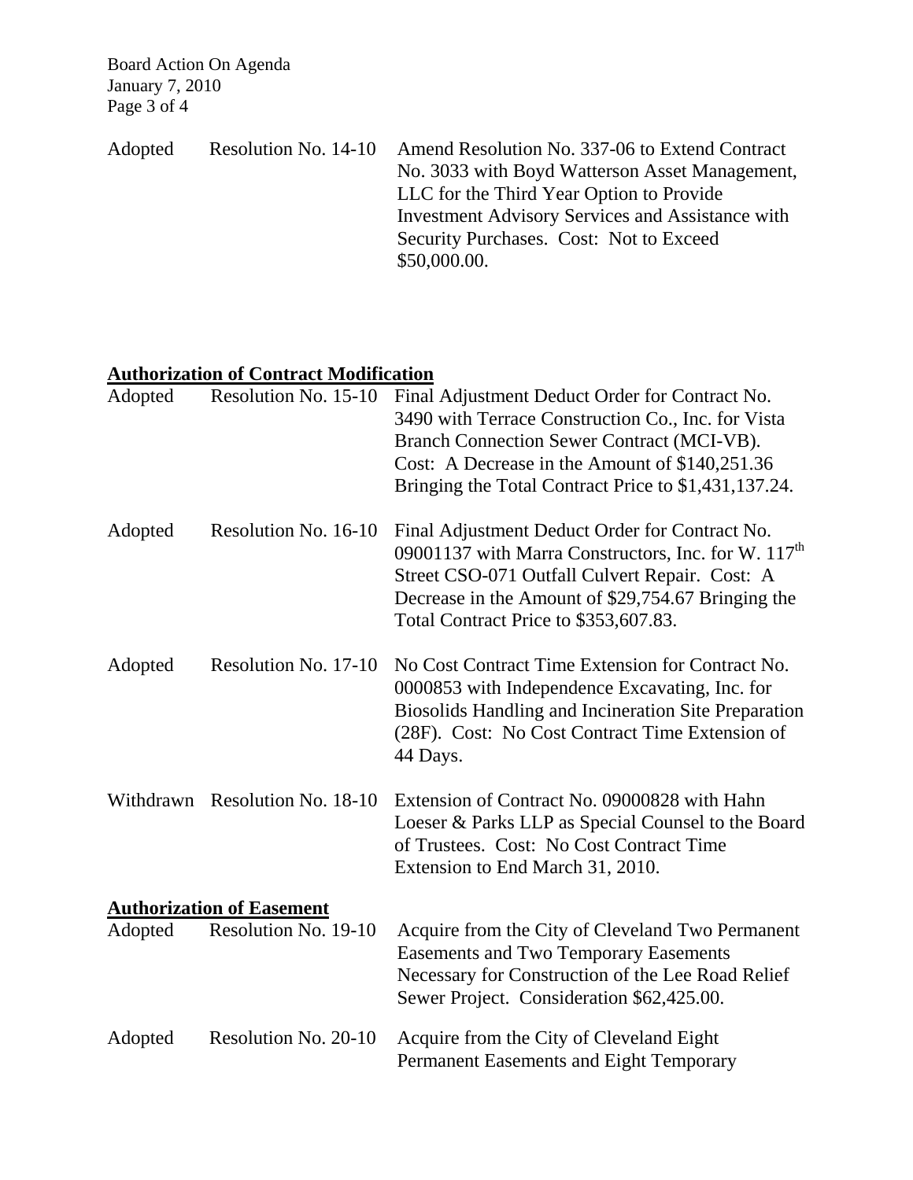| | | |
|---|---|---|
| Adopted | Resolution No. 14-10 | Amend Resolution No. 337-06 to Extend Contract No. 3033 with Boyd Watterson Asset Management, LLC for the Third Year Option to Provide Investment Advisory Services and Assistance with Security Purchases. Cost: Not to Exceed $50,000.00. |

**Authorization of Contract Modification**

| | | |
|---|---|---|
| Adopted | Resolution No. 15-10 | Final Adjustment Deduct Order for Contract No. 3490 with Terrace Construction Co., Inc. for Vista Branch Connection Sewer Contract (MCI-VB). Cost: A Decrease in the Amount of $140,251.36 Bringing the Total Contract Price to $1,431,137.24. |
| Adopted | Resolution No. 16-10 | Final Adjustment Deduct Order for Contract No. 09001137 with Marra Constructors, Inc. for W. 117th Street CSO-071 Outfall Culvert Repair. Cost: A Decrease in the Amount of $29,754.67 Bringing the Total Contract Price to $353,607.83. |
| Adopted | Resolution No. 17-10 | No Cost Contract Time Extension for Contract No. 0000853 with Independence Excavating, Inc. for Biosolids Handling and Incineration Site Preparation (28F). Cost: No Cost Contract Time Extension of 44 Days. |
| Withdrawn | Resolution No. 18-10 | Extension of Contract No. 09000828 with Hahn Loeser & Parks LLP as Special Counsel to the Board of Trustees. Cost: No Cost Contract Time Extension to End March 31, 2010. |

**Authorization of Easement**

| | | |
|---|---|---|
| Adopted | Resolution No. 19-10 | Acquire from the City of Cleveland Two Permanent Easements and Two Temporary Easements Necessary for Construction of the Lee Road Relief Sewer Project. Consideration $62,425.00. |
| Adopted | Resolution No. 20-10 | Acquire from the City of Cleveland Eight Permanent Easements and Eight Temporary |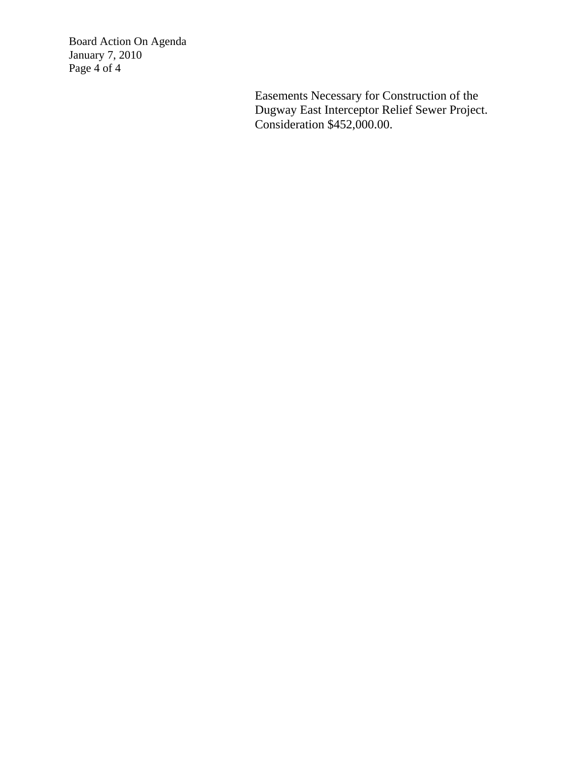Easements Necessary for Construction of the Dugway East Interceptor Relief Sewer Project. Consideration $452,000.00.